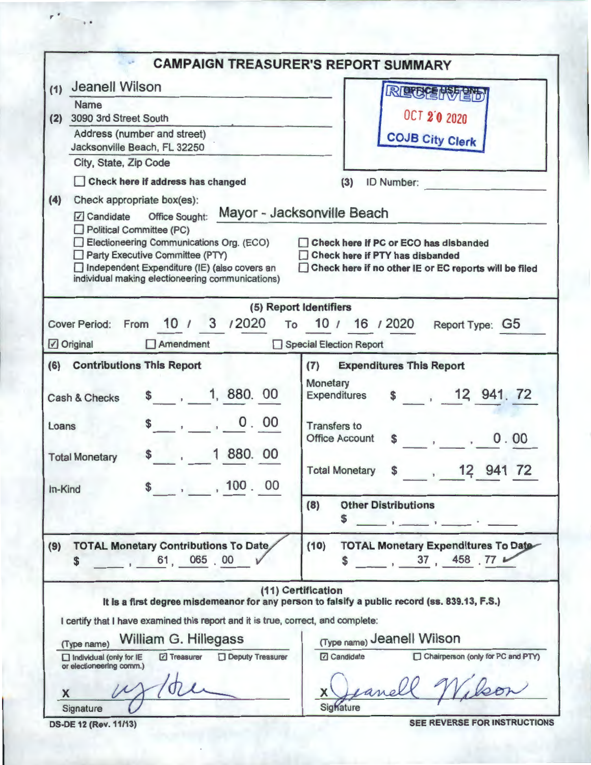# CAMPAIGN TREASURER'S REPORT SUMMARY

**(1)** Jeanell Wilson
Name

**(2)** 3090 3rd Street South
Address (number and street)
Jacksonville Beach, FL 32250
City, State, Zip Code

☐ **Check here if address has changed**

OFFICE USE ONLY
RECEIVED
OCT 20 2020
COJB City Clerk

**(3)** ID Number:

**(4)** Check appropriate box(es):

☑ Candidate Office Sought: Mayor - Jacksonville Beach
☐ Political Committee (PC)
☐ Electioneering Communications Org. (ECO)
☐ Party Executive Committee (PTY)
☐ Independent Expenditure (IE) (also covers an individual making electioneering communications)

☐ **Check here if PC or ECO has disbanded**
☐ **Check here if PTY has disbanded**
☐ **Check here if no other IE or EC reports will be filed**

## (5) Report Identifiers

Cover Period: From 10 / 3 / 2020 To 10 / 16 / 2020 Report Type: G5

☑ Original ☐ Amendment ☐ Special Election Report

| (6) Contributions This Report | | (7) Expenditures This Report | |
|---|---|---|---|
| Cash & Checks | $ 1,880.00 | Monetary Expenditures | $ 12,941.72 |
| Loans | $ 0.00 | Transfers to Office Account | $ 0.00 |
| Total Monetary | $ 1,880.00 | Total Monetary | $ 12,941.72 |
| In-Kind | $ 100.00 | | |
| | | (8) Other Distributions | $ |
| **(9) TOTAL Monetary Contributions To Date** | $ 61,065.00 | **(10) TOTAL Monetary Expenditures To Date** | $ 37,458.77 |

## (11) Certification

**It is a first degree misdemeanor for any person to falsify a public record (ss. 839.13, F.S.)**

I certify that I have examined this report and it is true, correct, and complete:

(Type name) William G. Hillegass
☐ Individual (only for IE or electioneering comm.) ☑ Treasurer ☐ Deputy Treasurer

X [signature]
Signature

(Type name) Jeanell Wilson
☑ Candidate ☐ Chairperson (only for PC and PTY)

X [signature: Jeanell Wilson]
Signature

DS-DE 12 (Rev. 11/13)

**SEE REVERSE FOR INSTRUCTIONS**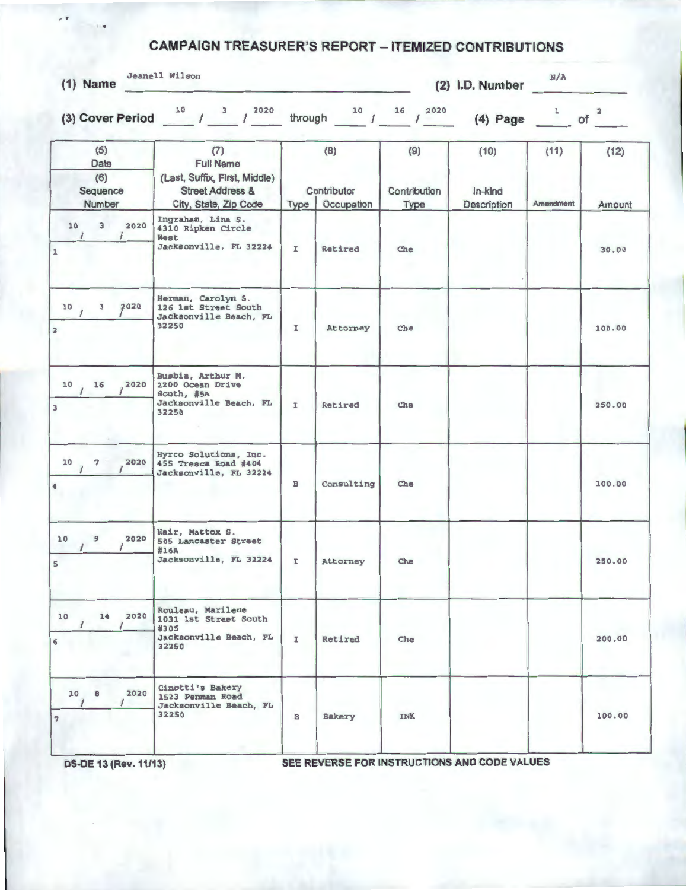# CAMPAIGN TREASURER'S REPORT – ITEMIZED CONTRIBUTIONS

**(1) Name** Jeanell Wilson **(2) I.D. Number** N/A

**(3) Cover Period** 10 / 3 / 2020 through 10 / 16 / 2020 **(4) Page** 1 of 2

| (5) Date (6) Sequence Number | (7) Full Name (Last, Suffix, First, Middle) Street Address & City, State, Zip Code | (8) Contributor Type | Occupation | (9) Contribution Type | (10) In-kind Description | (11) Amendment | (12) Amount |
|---|---|---|---|---|---|---|---|
| 10/3/2020<br>1 | Ingraham, Lina S.<br>4310 Ripken Circle West<br>Jacksonville, FL 32224 | I | Retired | Che | | | 30.00 |
| 10/3/2020<br>2 | Herman, Carolyn S.<br>126 1st Street South<br>Jacksonville Beach, FL 32250 | I | Attorney | Che | | | 100.00 |
| 10/16/2020<br>3 | Busbia, Arthur M.<br>2200 Ocean Drive South, #5A<br>Jacksonville Beach, FL 32250 | I | Retired | Che | | | 250.00 |
| 10/7/2020<br>4 | Hyrco Solutions, Inc.<br>455 Tresca Road #404<br>Jacksonville, FL 32224 | B | Consulting | Che | | | 100.00 |
| 10/9/2020<br>5 | Hair, Mattox S.<br>505 Lancaster Street #16A<br>Jacksonville, FL 32224 | I | Attorney | Che | | | 250.00 |
| 10/14/2020<br>6 | Rouleau, Marilene<br>1031 1st Street South #305<br>Jacksonville Beach, FL 32250 | I | Retired | Che | | | 200.00 |
| 10/8/2020<br>7 | Cinotti's Bakery<br>1523 Penman Road<br>Jacksonville Beach, FL 32250 | B | Bakery | INK | | | 100.00 |

DS-DE 13 (Rev. 11/13) SEE REVERSE FOR INSTRUCTIONS AND CODE VALUES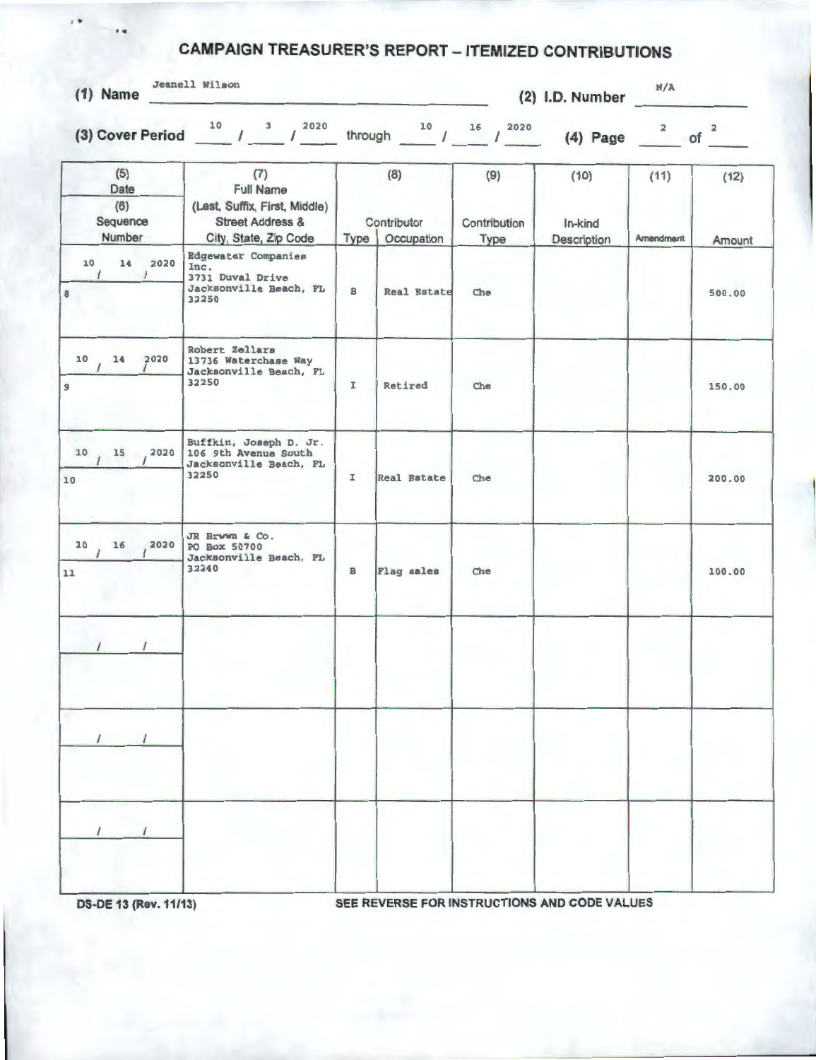# CAMPAIGN TREASURER'S REPORT – ITEMIZED CONTRIBUTIONS

**(1) Name** Jeanell Wilson **(2) I.D. Number** N/A

**(3) Cover Period** 10 / 3 / 2020 through 10 / 16 / 2020 **(4) Page** 2 of 2

| (5) Date / (6) Sequence Number | (7) Full Name (Last, Suffix, First, Middle) Street Address & City, State, Zip Code | (8) Contributor Type | (8) Contributor Occupation | (9) Contribution Type | (10) In-kind Description | (11) Amendment | (12) Amount |
|---|---|---|---|---|---|---|---|
| 10/14/2020 8 | Edgewater Companies Inc. 3731 Duval Drive Jacksonville Beach, FL 32250 | B | Real Estate | Che | | | 500.00 |
| 10/14/2020 9 | Robert Zellars 13736 Waterchase Way Jacksonville Beach, FL 32250 | I | Retired | Che | | | 150.00 |
| 10/15/2020 10 | Buffkin, Joseph D. Jr. 106 9th Avenue South Jacksonville Beach, FL 32250 | I | Real Estate | Che | | | 200.00 |
| 10/16/2020 11 | JR Brwwn & Co. PO Box 50700 Jacksonville Beach, FL 32240 | B | Flag sales | Che | | | 100.00 |
| / / | | | | | | | |
| / / | | | | | | | |
| / / | | | | | | | |

DS-DE 13 (Rev. 11/13) SEE REVERSE FOR INSTRUCTIONS AND CODE VALUES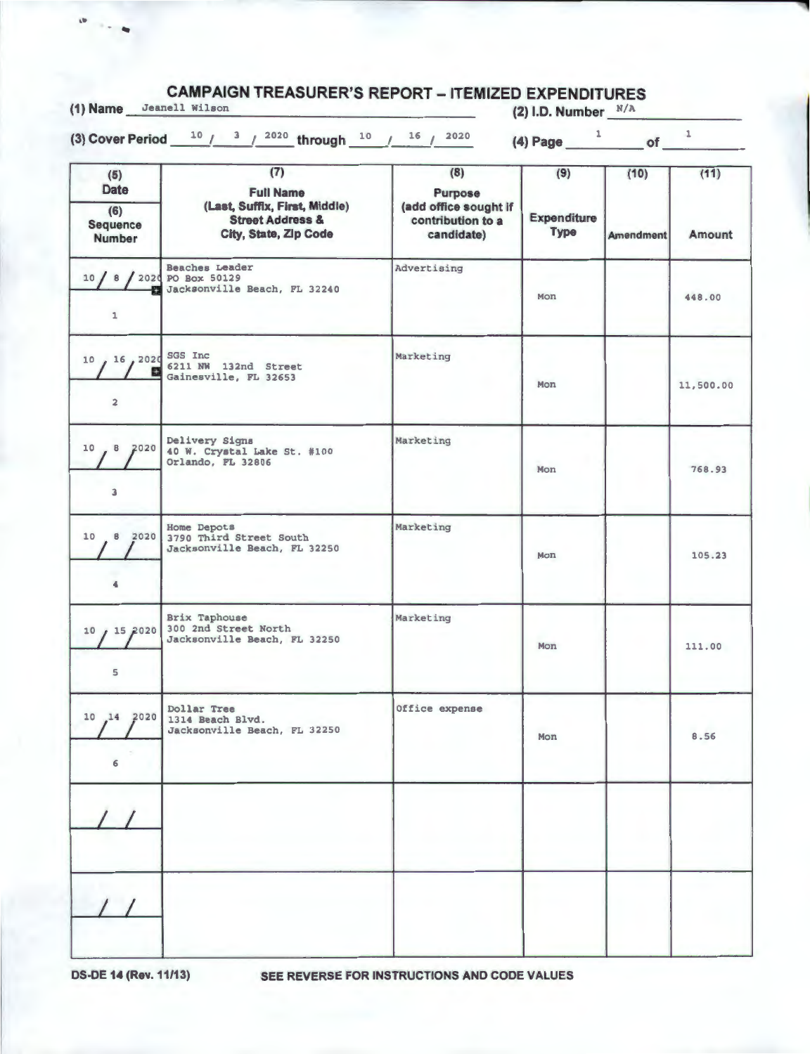# CAMPAIGN TREASURER'S REPORT – ITEMIZED EXPENDITURES

(1) Name Jeanell Wilson (2) I.D. Number N/A

(3) Cover Period 10 / 3 / 2020 through 10 / 16 / 2020 (4) Page 1 of 1

| (5) Date / (6) Sequence Number | (7) Full Name (Last, Suffix, First, Middle) Street Address & City, State, Zip Code | (8) Purpose (add office sought if contribution to a candidate) | (9) Expenditure Type | (10) Amendment | (11) Amount |
|---|---|---|---|---|---|
| 10 / 8 / 2020<br>1 | Beaches Leader<br>PO Box 50129<br>Jacksonville Beach, FL 32240 | Advertising | Mon | | 448.00 |
| 10 / 16 / 2020<br>2 | SGS Inc<br>6211 NW 132nd Street<br>Gainesville, FL 32653 | Marketing | Mon | | 11,500.00 |
| 10 / 8 / 2020<br>3 | Delivery Signs<br>40 W. Crystal Lake St. #100<br>Orlando, FL 32806 | Marketing | Mon | | 768.93 |
| 10 / 8 / 2020<br>4 | Home Depots<br>3790 Third Street South<br>Jacksonville Beach, FL 32250 | Marketing | Mon | | 105.23 |
| 10 / 15 / 2020<br>5 | Brix Taphouse<br>300 2nd Street North<br>Jacksonville Beach, FL 32250 | Marketing | Mon | | 111.00 |
| 10 / 14 / 2020<br>6 | Dollar Tree<br>1314 Beach Blvd.<br>Jacksonville Beach, FL 32250 | Office expense | Mon | | 8.56 |
| / / | | | | | |
| / / | | | | | |

DS-DE 14 (Rev. 11/13) SEE REVERSE FOR INSTRUCTIONS AND CODE VALUES